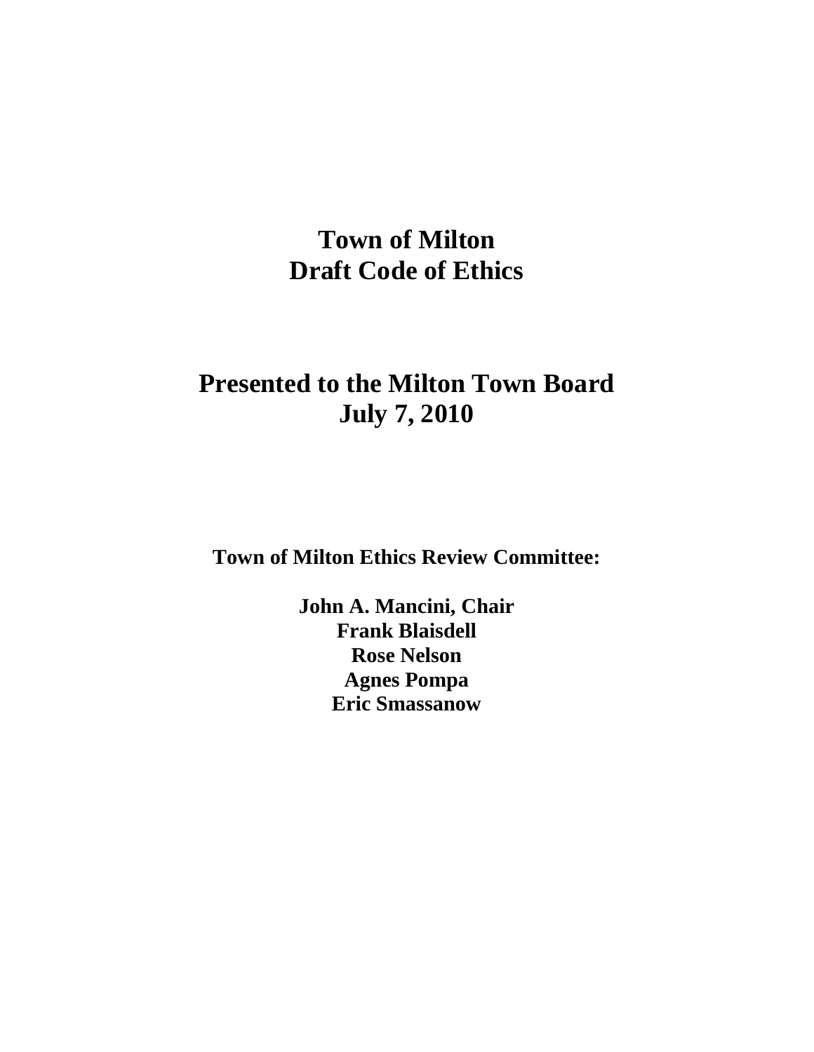# Town of Milton
# Draft Code of Ethics

## Presented to the Milton Town Board
## July 7, 2010

**Town of Milton Ethics Review Committee:**

**John A. Mancini, Chair**
**Frank Blaisdell**
**Rose Nelson**
**Agnes Pompa**
**Eric Smassanow**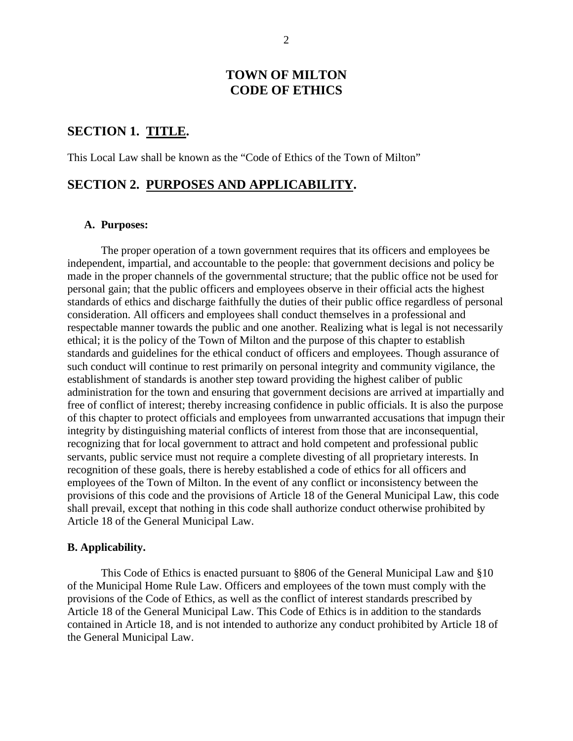# TOWN OF MILTON
# CODE OF ETHICS

## SECTION 1. TITLE.

This Local Law shall be known as the "Code of Ethics of the Town of Milton"

## SECTION 2. PURPOSES AND APPLICABILITY.

### A. Purposes:

The proper operation of a town government requires that its officers and employees be independent, impartial, and accountable to the people: that government decisions and policy be made in the proper channels of the governmental structure; that the public office not be used for personal gain; that the public officers and employees observe in their official acts the highest standards of ethics and discharge faithfully the duties of their public office regardless of personal consideration. All officers and employees shall conduct themselves in a professional and respectable manner towards the public and one another. Realizing what is legal is not necessarily ethical; it is the policy of the Town of Milton and the purpose of this chapter to establish standards and guidelines for the ethical conduct of officers and employees. Though assurance of such conduct will continue to rest primarily on personal integrity and community vigilance, the establishment of standards is another step toward providing the highest caliber of public administration for the town and ensuring that government decisions are arrived at impartially and free of conflict of interest; thereby increasing confidence in public officials. It is also the purpose of this chapter to protect officials and employees from unwarranted accusations that impugn their integrity by distinguishing material conflicts of interest from those that are inconsequential, recognizing that for local government to attract and hold competent and professional public servants, public service must not require a complete divesting of all proprietary interests. In recognition of these goals, there is hereby established a code of ethics for all officers and employees of the Town of Milton. In the event of any conflict or inconsistency between the provisions of this code and the provisions of Article 18 of the General Municipal Law, this code shall prevail, except that nothing in this code shall authorize conduct otherwise prohibited by Article 18 of the General Municipal Law.

### B. Applicability.

This Code of Ethics is enacted pursuant to §806 of the General Municipal Law and §10 of the Municipal Home Rule Law. Officers and employees of the town must comply with the provisions of the Code of Ethics, as well as the conflict of interest standards prescribed by Article 18 of the General Municipal Law. This Code of Ethics is in addition to the standards contained in Article 18, and is not intended to authorize any conduct prohibited by Article 18 of the General Municipal Law.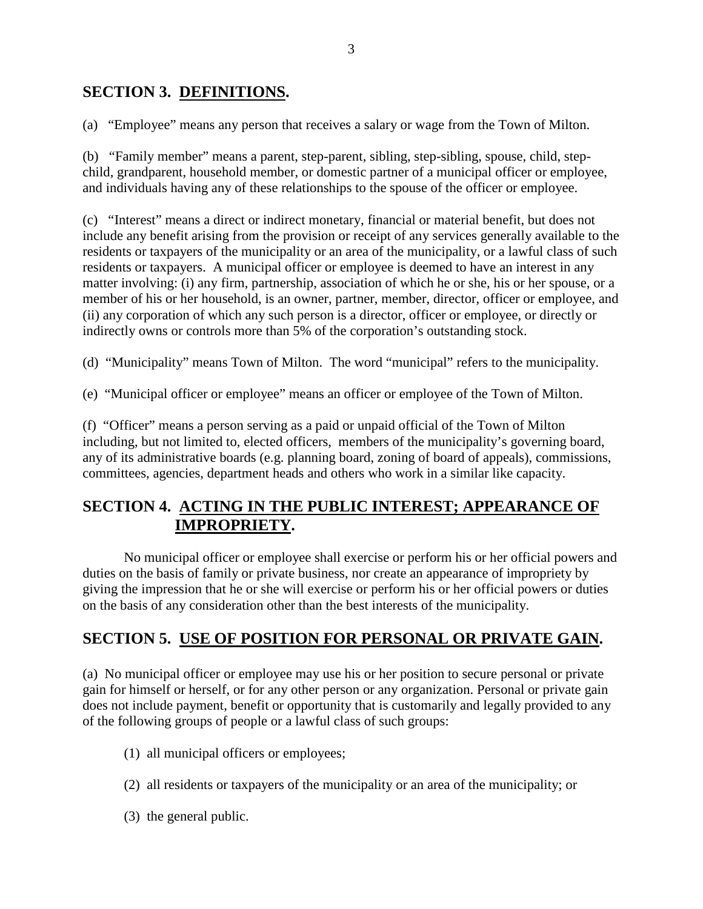## SECTION 3. DEFINITIONS.

(a) "Employee" means any person that receives a salary or wage from the Town of Milton.

(b) "Family member" means a parent, step-parent, sibling, step-sibling, spouse, child, step-child, grandparent, household member, or domestic partner of a municipal officer or employee, and individuals having any of these relationships to the spouse of the officer or employee.

(c) "Interest" means a direct or indirect monetary, financial or material benefit, but does not include any benefit arising from the provision or receipt of any services generally available to the residents or taxpayers of the municipality or an area of the municipality, or a lawful class of such residents or taxpayers. A municipal officer or employee is deemed to have an interest in any matter involving: (i) any firm, partnership, association of which he or she, his or her spouse, or a member of his or her household, is an owner, partner, member, director, officer or employee, and (ii) any corporation of which any such person is a director, officer or employee, or directly or indirectly owns or controls more than 5% of the corporation's outstanding stock.

(d) "Municipality" means Town of Milton. The word "municipal" refers to the municipality.

(e) "Municipal officer or employee" means an officer or employee of the Town of Milton.

(f) "Officer" means a person serving as a paid or unpaid official of the Town of Milton including, but not limited to, elected officers, members of the municipality's governing board, any of its administrative boards (e.g. planning board, zoning of board of appeals), commissions, committees, agencies, department heads and others who work in a similar like capacity.

## SECTION 4. ACTING IN THE PUBLIC INTEREST; APPEARANCE OF IMPROPRIETY.

No municipal officer or employee shall exercise or perform his or her official powers and duties on the basis of family or private business, nor create an appearance of impropriety by giving the impression that he or she will exercise or perform his or her official powers or duties on the basis of any consideration other than the best interests of the municipality.

## SECTION 5. USE OF POSITION FOR PERSONAL OR PRIVATE GAIN.

(a) No municipal officer or employee may use his or her position to secure personal or private gain for himself or herself, or for any other person or any organization. Personal or private gain does not include payment, benefit or opportunity that is customarily and legally provided to any of the following groups of people or a lawful class of such groups:

(1) all municipal officers or employees;

(2) all residents or taxpayers of the municipality or an area of the municipality; or

(3) the general public.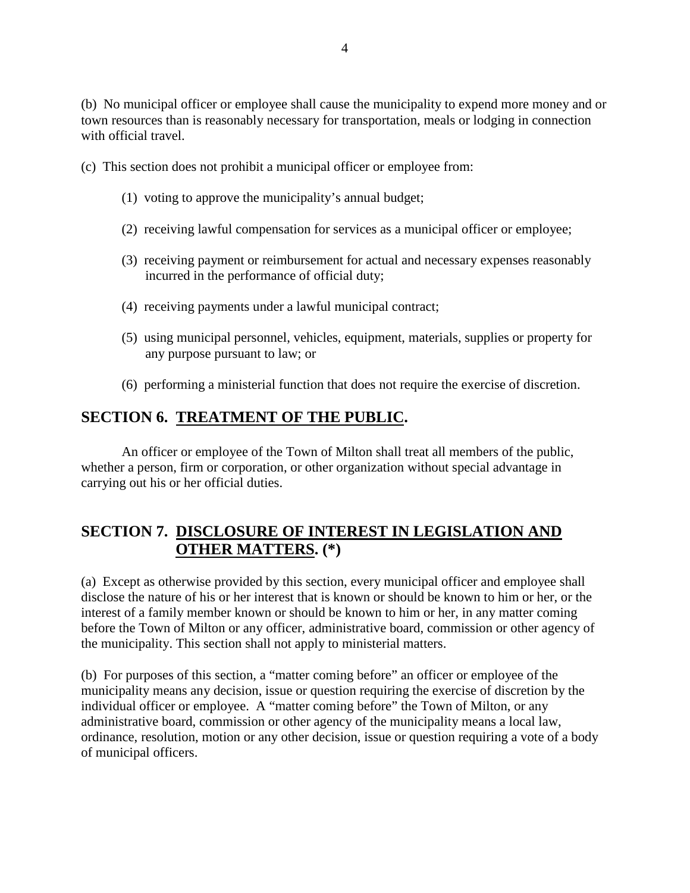(b) No municipal officer or employee shall cause the municipality to expend more money and or town resources than is reasonably necessary for transportation, meals or lodging in connection with official travel.

(c) This section does not prohibit a municipal officer or employee from:

(1) voting to approve the municipality's annual budget;

(2) receiving lawful compensation for services as a municipal officer or employee;

(3) receiving payment or reimbursement for actual and necessary expenses reasonably incurred in the performance of official duty;

(4) receiving payments under a lawful municipal contract;

(5) using municipal personnel, vehicles, equipment, materials, supplies or property for any purpose pursuant to law; or

(6) performing a ministerial function that does not require the exercise of discretion.

## SECTION 6. <u>TREATMENT OF THE PUBLIC</u>.

An officer or employee of the Town of Milton shall treat all members of the public, whether a person, firm or corporation, or other organization without special advantage in carrying out his or her official duties.

## SECTION 7. <u>DISCLOSURE OF INTEREST IN LEGISLATION AND OTHER MATTERS</u>. (*)

(a) Except as otherwise provided by this section, every municipal officer and employee shall disclose the nature of his or her interest that is known or should be known to him or her, or the interest of a family member known or should be known to him or her, in any matter coming before the Town of Milton or any officer, administrative board, commission or other agency of the municipality. This section shall not apply to ministerial matters.

(b) For purposes of this section, a "matter coming before" an officer or employee of the municipality means any decision, issue or question requiring the exercise of discretion by the individual officer or employee. A "matter coming before" the Town of Milton, or any administrative board, commission or other agency of the municipality means a local law, ordinance, resolution, motion or any other decision, issue or question requiring a vote of a body of municipal officers.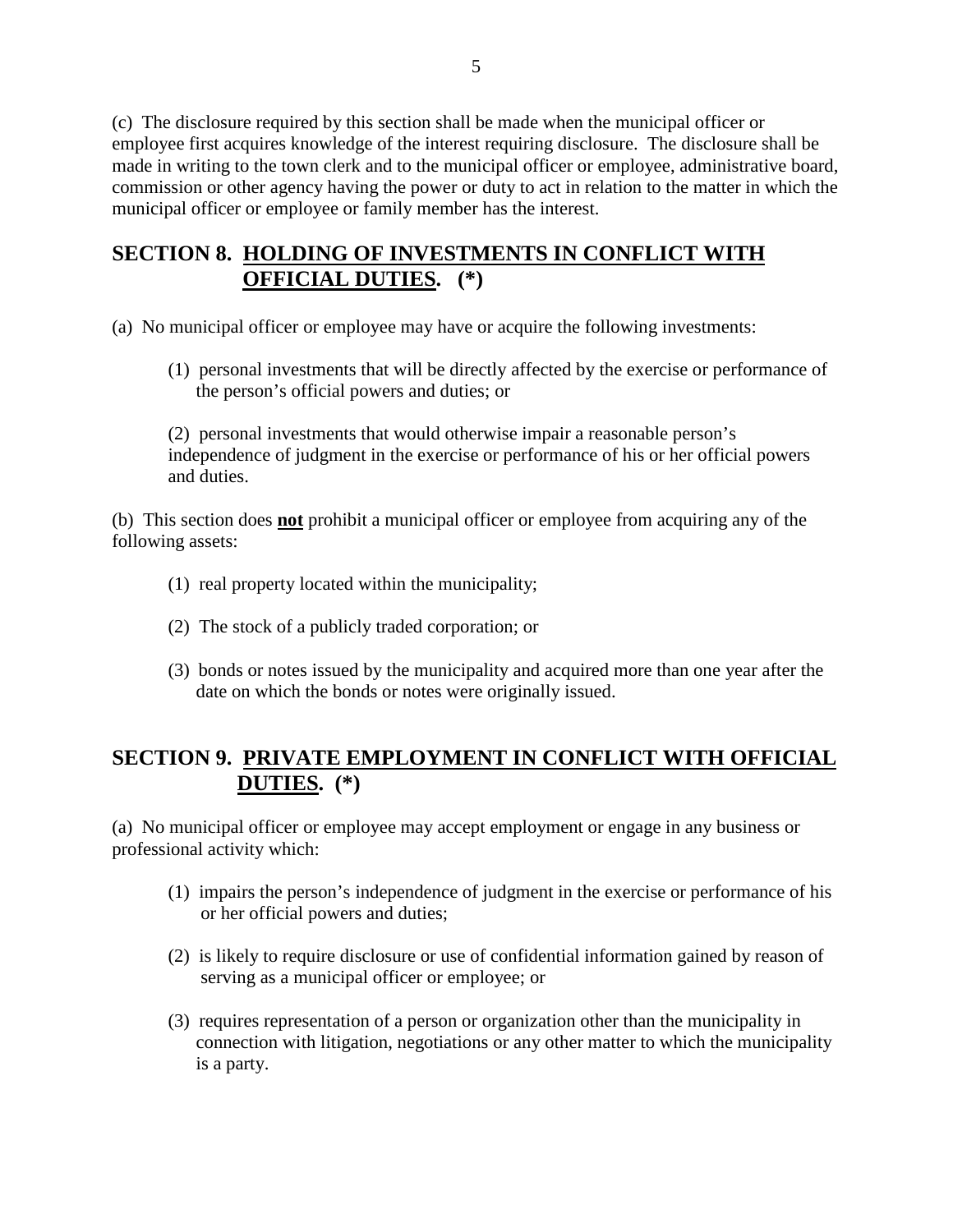(c) The disclosure required by this section shall be made when the municipal officer or employee first acquires knowledge of the interest requiring disclosure. The disclosure shall be made in writing to the town clerk and to the municipal officer or employee, administrative board, commission or other agency having the power or duty to act in relation to the matter in which the municipal officer or employee or family member has the interest.

## SECTION 8. HOLDING OF INVESTMENTS IN CONFLICT WITH OFFICIAL DUTIES. (*)

(a) No municipal officer or employee may have or acquire the following investments:

(1) personal investments that will be directly affected by the exercise or performance of the person's official powers and duties; or

(2) personal investments that would otherwise impair a reasonable person's independence of judgment in the exercise or performance of his or her official powers and duties.

(b) This section does **not** prohibit a municipal officer or employee from acquiring any of the following assets:

(1) real property located within the municipality;

(2) The stock of a publicly traded corporation; or

(3) bonds or notes issued by the municipality and acquired more than one year after the date on which the bonds or notes were originally issued.

## SECTION 9. PRIVATE EMPLOYMENT IN CONFLICT WITH OFFICIAL DUTIES. (*)

(a) No municipal officer or employee may accept employment or engage in any business or professional activity which:

(1) impairs the person's independence of judgment in the exercise or performance of his or her official powers and duties;

(2) is likely to require disclosure or use of confidential information gained by reason of serving as a municipal officer or employee; or

(3) requires representation of a person or organization other than the municipality in connection with litigation, negotiations or any other matter to which the municipality is a party.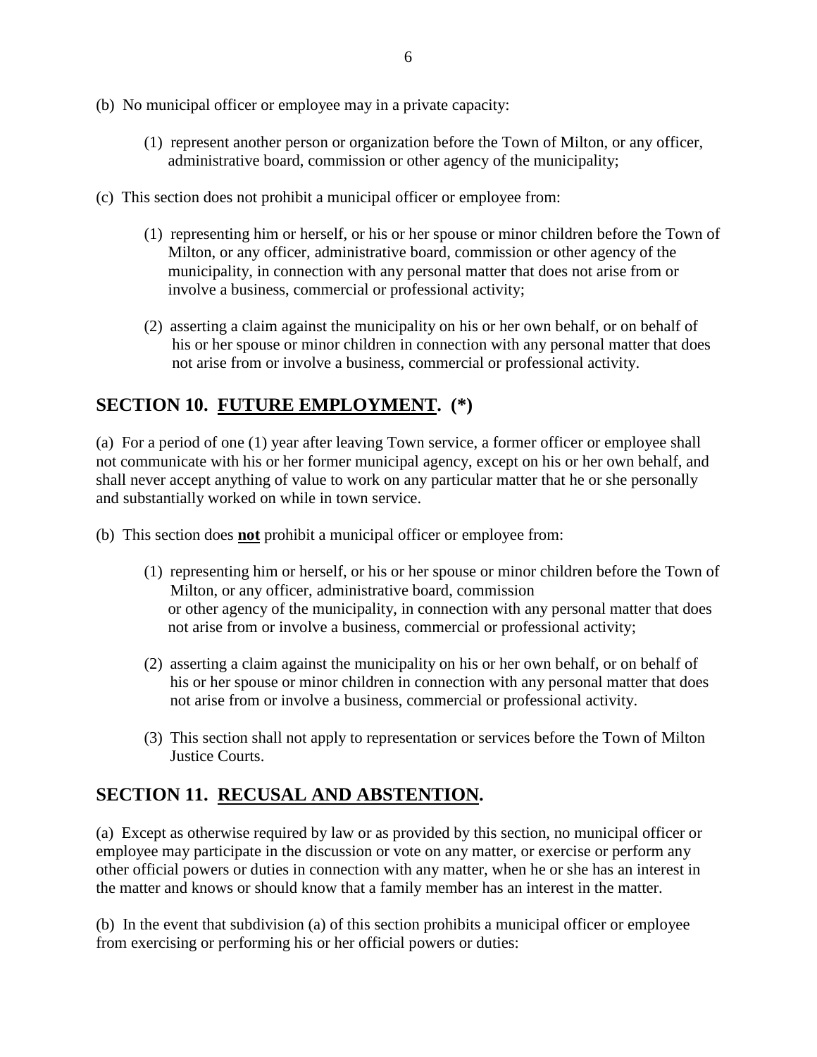(b) No municipal officer or employee may in a private capacity:

(1) represent another person or organization before the Town of Milton, or any officer, administrative board, commission or other agency of the municipality;

(c) This section does not prohibit a municipal officer or employee from:

(1) representing him or herself, or his or her spouse or minor children before the Town of Milton, or any officer, administrative board, commission or other agency of the municipality, in connection with any personal matter that does not arise from or involve a business, commercial or professional activity;

(2) asserting a claim against the municipality on his or her own behalf, or on behalf of his or her spouse or minor children in connection with any personal matter that does not arise from or involve a business, commercial or professional activity.

## SECTION 10. <u>FUTURE EMPLOYMENT</u>. (*)

(a) For a period of one (1) year after leaving Town service, a former officer or employee shall not communicate with his or her former municipal agency, except on his or her own behalf, and shall never accept anything of value to work on any particular matter that he or she personally and substantially worked on while in town service.

(b) This section does **<u>not</u>** prohibit a municipal officer or employee from:

(1) representing him or herself, or his or her spouse or minor children before the Town of Milton, or any officer, administrative board, commission or other agency of the municipality, in connection with any personal matter that does not arise from or involve a business, commercial or professional activity;

(2) asserting a claim against the municipality on his or her own behalf, or on behalf of his or her spouse or minor children in connection with any personal matter that does not arise from or involve a business, commercial or professional activity.

(3) This section shall not apply to representation or services before the Town of Milton Justice Courts.

## SECTION 11. <u>RECUSAL AND ABSTENTION</u>.

(a) Except as otherwise required by law or as provided by this section, no municipal officer or employee may participate in the discussion or vote on any matter, or exercise or perform any other official powers or duties in connection with any matter, when he or she has an interest in the matter and knows or should know that a family member has an interest in the matter.

(b) In the event that subdivision (a) of this section prohibits a municipal officer or employee from exercising or performing his or her official powers or duties: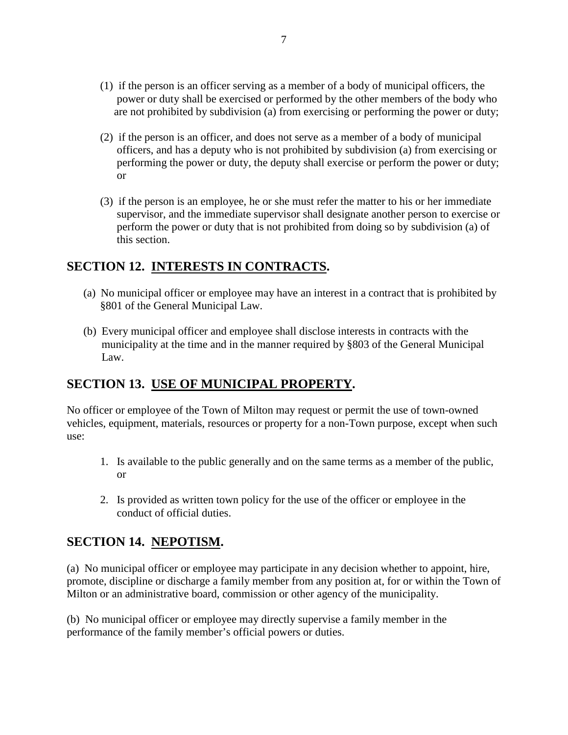(1) if the person is an officer serving as a member of a body of municipal officers, the power or duty shall be exercised or performed by the other members of the body who are not prohibited by subdivision (a) from exercising or performing the power or duty;

(2) if the person is an officer, and does not serve as a member of a body of municipal officers, and has a deputy who is not prohibited by subdivision (a) from exercising or performing the power or duty, the deputy shall exercise or perform the power or duty; or

(3) if the person is an employee, he or she must refer the matter to his or her immediate supervisor, and the immediate supervisor shall designate another person to exercise or perform the power or duty that is not prohibited from doing so by subdivision (a) of this section.

## SECTION 12. INTERESTS IN CONTRACTS.

(a) No municipal officer or employee may have an interest in a contract that is prohibited by §801 of the General Municipal Law.

(b) Every municipal officer and employee shall disclose interests in contracts with the municipality at the time and in the manner required by §803 of the General Municipal Law.

## SECTION 13. USE OF MUNICIPAL PROPERTY.

No officer or employee of the Town of Milton may request or permit the use of town-owned vehicles, equipment, materials, resources or property for a non-Town purpose, except when such use:

1. Is available to the public generally and on the same terms as a member of the public, or

2. Is provided as written town policy for the use of the officer or employee in the conduct of official duties.

## SECTION 14. NEPOTISM.

(a) No municipal officer or employee may participate in any decision whether to appoint, hire, promote, discipline or discharge a family member from any position at, for or within the Town of Milton or an administrative board, commission or other agency of the municipality.

(b) No municipal officer or employee may directly supervise a family member in the performance of the family member's official powers or duties.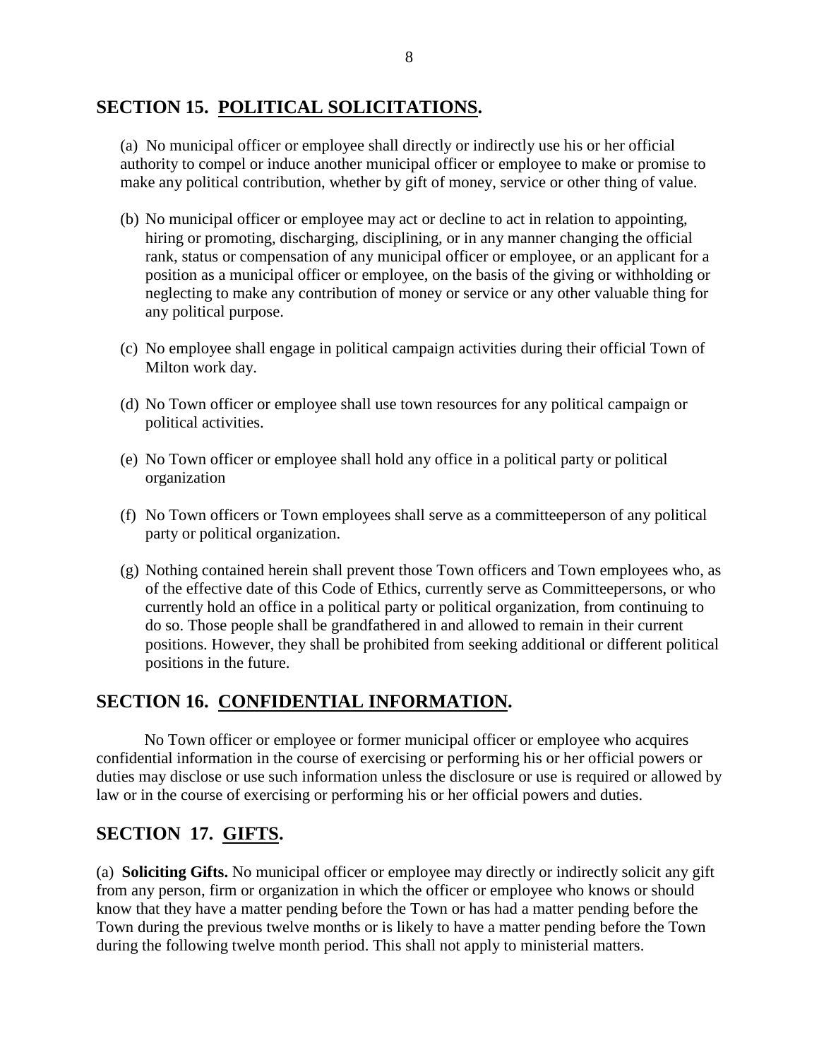## SECTION 15. POLITICAL SOLICITATIONS.

(a) No municipal officer or employee shall directly or indirectly use his or her official authority to compel or induce another municipal officer or employee to make or promise to make any political contribution, whether by gift of money, service or other thing of value.

(b) No municipal officer or employee may act or decline to act in relation to appointing, hiring or promoting, discharging, disciplining, or in any manner changing the official rank, status or compensation of any municipal officer or employee, or an applicant for a position as a municipal officer or employee, on the basis of the giving or withholding or neglecting to make any contribution of money or service or any other valuable thing for any political purpose.

(c) No employee shall engage in political campaign activities during their official Town of Milton work day.

(d) No Town officer or employee shall use town resources for any political campaign or political activities.

(e) No Town officer or employee shall hold any office in a political party or political organization

(f) No Town officers or Town employees shall serve as a committeeperson of any political party or political organization.

(g) Nothing contained herein shall prevent those Town officers and Town employees who, as of the effective date of this Code of Ethics, currently serve as Committeepersons, or who currently hold an office in a political party or political organization, from continuing to do so. Those people shall be grandfathered in and allowed to remain in their current positions. However, they shall be prohibited from seeking additional or different political positions in the future.

## SECTION 16. CONFIDENTIAL INFORMATION.

No Town officer or employee or former municipal officer or employee who acquires confidential information in the course of exercising or performing his or her official powers or duties may disclose or use such information unless the disclosure or use is required or allowed by law or in the course of exercising or performing his or her official powers and duties.

## SECTION 17. GIFTS.

(a) **Soliciting Gifts.** No municipal officer or employee may directly or indirectly solicit any gift from any person, firm or organization in which the officer or employee who knows or should know that they have a matter pending before the Town or has had a matter pending before the Town during the previous twelve months or is likely to have a matter pending before the Town during the following twelve month period. This shall not apply to ministerial matters.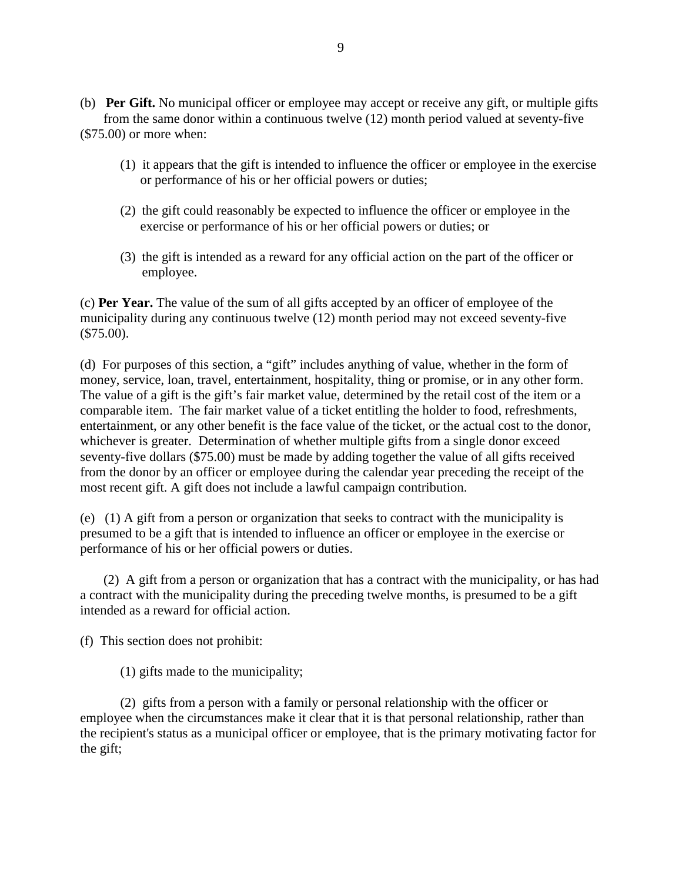(b) **Per Gift.** No municipal officer or employee may accept or receive any gift, or multiple gifts from the same donor within a continuous twelve (12) month period valued at seventy-five ($75.00) or more when:

(1) it appears that the gift is intended to influence the officer or employee in the exercise or performance of his or her official powers or duties;

(2) the gift could reasonably be expected to influence the officer or employee in the exercise or performance of his or her official powers or duties; or

(3) the gift is intended as a reward for any official action on the part of the officer or employee.

(c) **Per Year.** The value of the sum of all gifts accepted by an officer of employee of the municipality during any continuous twelve (12) month period may not exceed seventy-five ($75.00).

(d) For purposes of this section, a "gift" includes anything of value, whether in the form of money, service, loan, travel, entertainment, hospitality, thing or promise, or in any other form. The value of a gift is the gift's fair market value, determined by the retail cost of the item or a comparable item. The fair market value of a ticket entitling the holder to food, refreshments, entertainment, or any other benefit is the face value of the ticket, or the actual cost to the donor, whichever is greater. Determination of whether multiple gifts from a single donor exceed seventy-five dollars ($75.00) must be made by adding together the value of all gifts received from the donor by an officer or employee during the calendar year preceding the receipt of the most recent gift. A gift does not include a lawful campaign contribution.

(e) (1) A gift from a person or organization that seeks to contract with the municipality is presumed to be a gift that is intended to influence an officer or employee in the exercise or performance of his or her official powers or duties.

(2) A gift from a person or organization that has a contract with the municipality, or has had a contract with the municipality during the preceding twelve months, is presumed to be a gift intended as a reward for official action.

(f) This section does not prohibit:

(1) gifts made to the municipality;

(2) gifts from a person with a family or personal relationship with the officer or employee when the circumstances make it clear that it is that personal relationship, rather than the recipient's status as a municipal officer or employee, that is the primary motivating factor for the gift;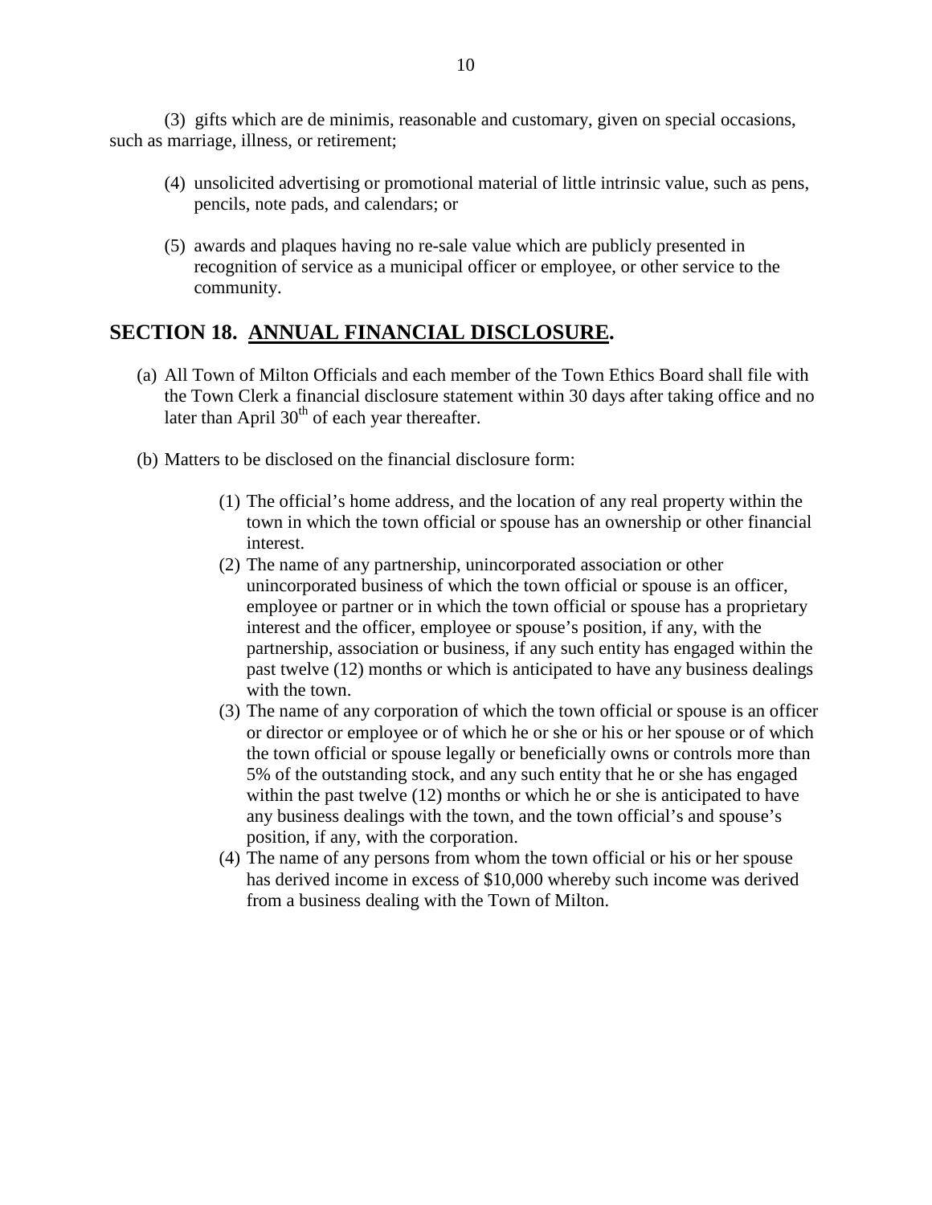(3) gifts which are de minimis, reasonable and customary, given on special occasions, such as marriage, illness, or retirement;

(4) unsolicited advertising or promotional material of little intrinsic value, such as pens, pencils, note pads, and calendars; or

(5) awards and plaques having no re-sale value which are publicly presented in recognition of service as a municipal officer or employee, or other service to the community.

## SECTION 18. ANNUAL FINANCIAL DISCLOSURE.

(a) All Town of Milton Officials and each member of the Town Ethics Board shall file with the Town Clerk a financial disclosure statement within 30 days after taking office and no later than April 30th of each year thereafter.

(b) Matters to be disclosed on the financial disclosure form:

(1) The official's home address, and the location of any real property within the town in which the town official or spouse has an ownership or other financial interest.

(2) The name of any partnership, unincorporated association or other unincorporated business of which the town official or spouse is an officer, employee or partner or in which the town official or spouse has a proprietary interest and the officer, employee or spouse's position, if any, with the partnership, association or business, if any such entity has engaged within the past twelve (12) months or which is anticipated to have any business dealings with the town.

(3) The name of any corporation of which the town official or spouse is an officer or director or employee or of which he or she or his or her spouse or of which the town official or spouse legally or beneficially owns or controls more than 5% of the outstanding stock, and any such entity that he or she has engaged within the past twelve (12) months or which he or she is anticipated to have any business dealings with the town, and the town official's and spouse's position, if any, with the corporation.

(4) The name of any persons from whom the town official or his or her spouse has derived income in excess of $10,000 whereby such income was derived from a business dealing with the Town of Milton.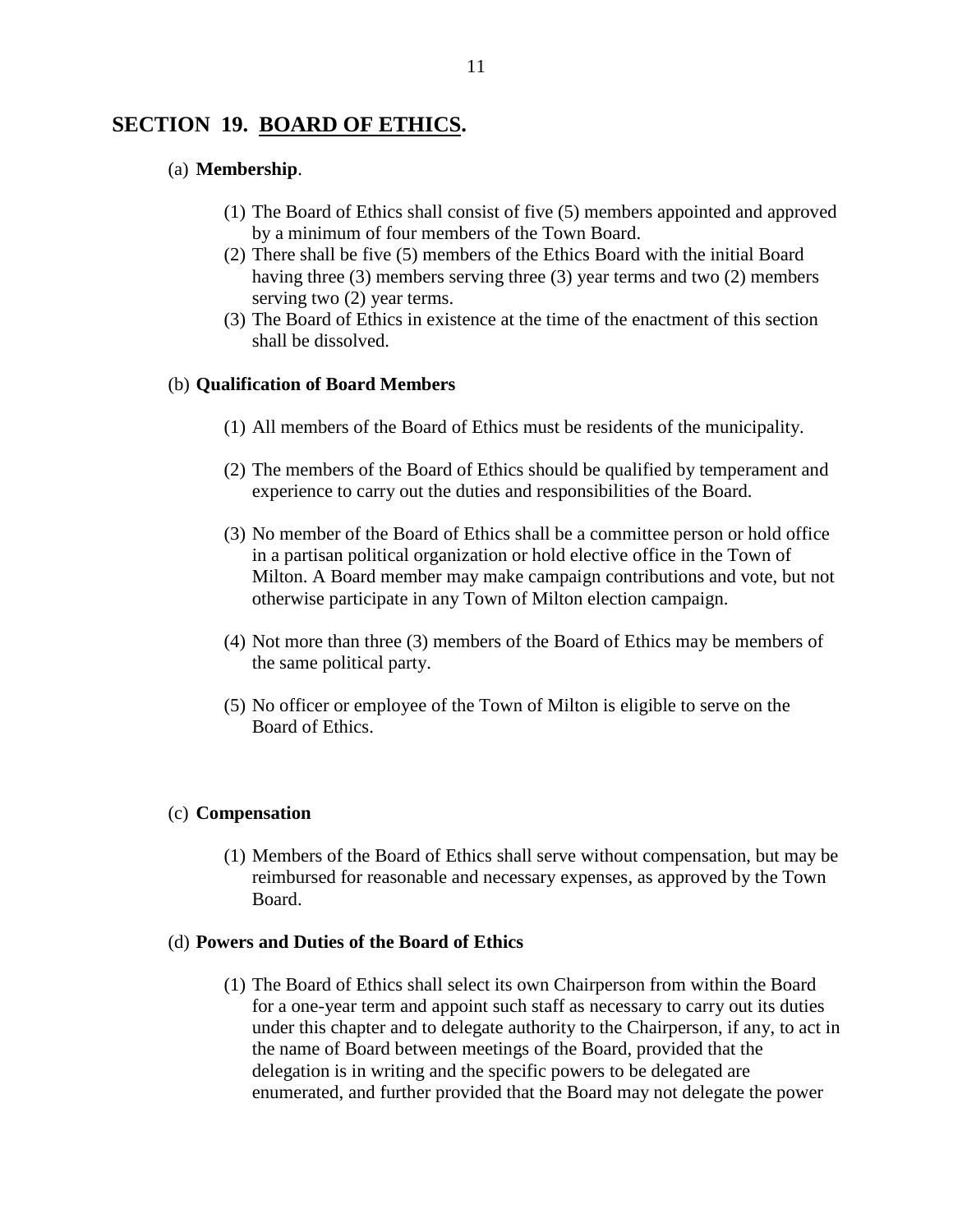## SECTION 19. BOARD OF ETHICS.

(a) **Membership**.

(1) The Board of Ethics shall consist of five (5) members appointed and approved by a minimum of four members of the Town Board.
(2) There shall be five (5) members of the Ethics Board with the initial Board having three (3) members serving three (3) year terms and two (2) members serving two (2) year terms.
(3) The Board of Ethics in existence at the time of the enactment of this section shall be dissolved.

(b) **Qualification of Board Members**

(1) All members of the Board of Ethics must be residents of the municipality.

(2) The members of the Board of Ethics should be qualified by temperament and experience to carry out the duties and responsibilities of the Board.

(3) No member of the Board of Ethics shall be a committee person or hold office in a partisan political organization or hold elective office in the Town of Milton. A Board member may make campaign contributions and vote, but not otherwise participate in any Town of Milton election campaign.

(4) Not more than three (3) members of the Board of Ethics may be members of the same political party.

(5) No officer or employee of the Town of Milton is eligible to serve on the Board of Ethics.

(c) **Compensation**

(1) Members of the Board of Ethics shall serve without compensation, but may be reimbursed for reasonable and necessary expenses, as approved by the Town Board.

(d) **Powers and Duties of the Board of Ethics**

(1) The Board of Ethics shall select its own Chairperson from within the Board for a one-year term and appoint such staff as necessary to carry out its duties under this chapter and to delegate authority to the Chairperson, if any, to act in the name of Board between meetings of the Board, provided that the delegation is in writing and the specific powers to be delegated are enumerated, and further provided that the Board may not delegate the power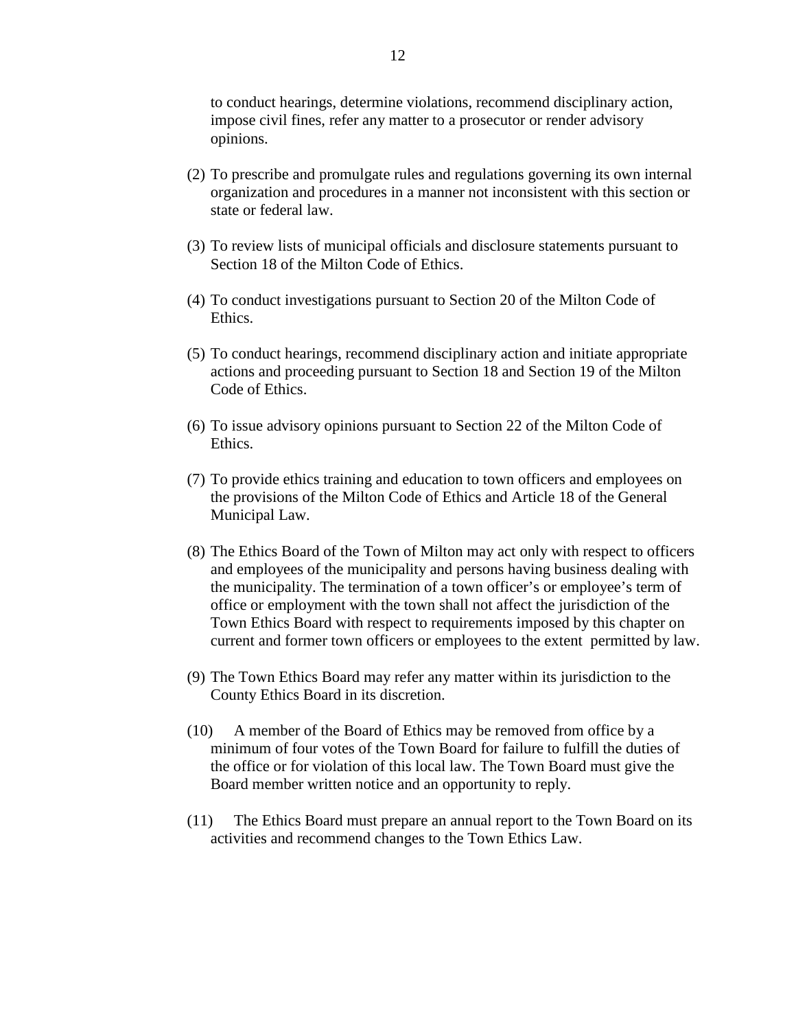to conduct hearings, determine violations, recommend disciplinary action, impose civil fines, refer any matter to a prosecutor or render advisory opinions.

(2) To prescribe and promulgate rules and regulations governing its own internal organization and procedures in a manner not inconsistent with this section or state or federal law.

(3) To review lists of municipal officials and disclosure statements pursuant to Section 18 of the Milton Code of Ethics.

(4) To conduct investigations pursuant to Section 20 of the Milton Code of Ethics.

(5) To conduct hearings, recommend disciplinary action and initiate appropriate actions and proceeding pursuant to Section 18 and Section 19 of the Milton Code of Ethics.

(6) To issue advisory opinions pursuant to Section 22 of the Milton Code of Ethics.

(7) To provide ethics training and education to town officers and employees on the provisions of the Milton Code of Ethics and Article 18 of the General Municipal Law.

(8) The Ethics Board of the Town of Milton may act only with respect to officers and employees of the municipality and persons having business dealing with the municipality. The termination of a town officer's or employee's term of office or employment with the town shall not affect the jurisdiction of the Town Ethics Board with respect to requirements imposed by this chapter on current and former town officers or employees to the extent permitted by law.

(9) The Town Ethics Board may refer any matter within its jurisdiction to the County Ethics Board in its discretion.

(10) A member of the Board of Ethics may be removed from office by a minimum of four votes of the Town Board for failure to fulfill the duties of the office or for violation of this local law. The Town Board must give the Board member written notice and an opportunity to reply.

(11) The Ethics Board must prepare an annual report to the Town Board on its activities and recommend changes to the Town Ethics Law.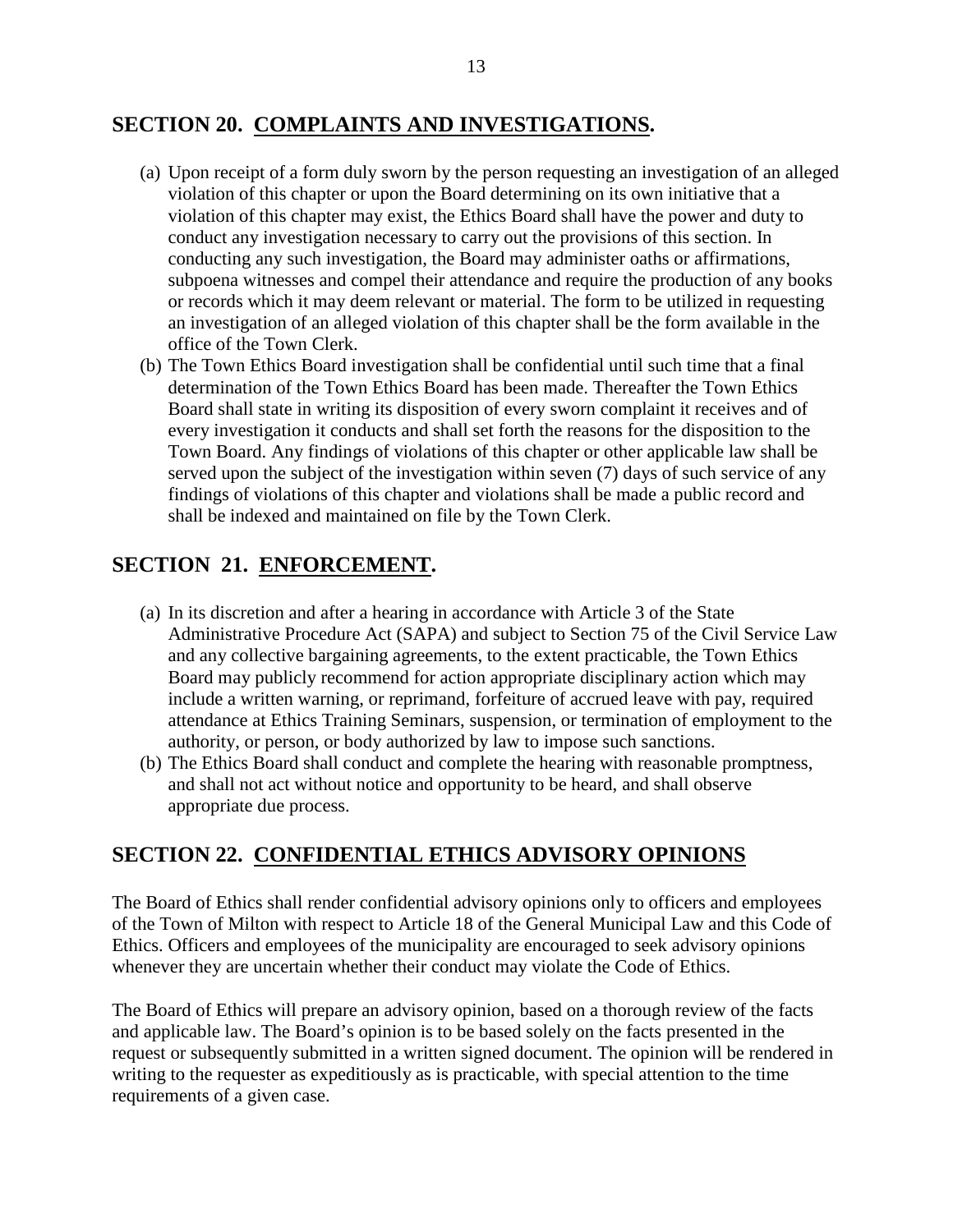## SECTION 20. COMPLAINTS AND INVESTIGATIONS.

(a) Upon receipt of a form duly sworn by the person requesting an investigation of an alleged violation of this chapter or upon the Board determining on its own initiative that a violation of this chapter may exist, the Ethics Board shall have the power and duty to conduct any investigation necessary to carry out the provisions of this section. In conducting any such investigation, the Board may administer oaths or affirmations, subpoena witnesses and compel their attendance and require the production of any books or records which it may deem relevant or material. The form to be utilized in requesting an investigation of an alleged violation of this chapter shall be the form available in the office of the Town Clerk.

(b) The Town Ethics Board investigation shall be confidential until such time that a final determination of the Town Ethics Board has been made. Thereafter the Town Ethics Board shall state in writing its disposition of every sworn complaint it receives and of every investigation it conducts and shall set forth the reasons for the disposition to the Town Board. Any findings of violations of this chapter or other applicable law shall be served upon the subject of the investigation within seven (7) days of such service of any findings of violations of this chapter and violations shall be made a public record and shall be indexed and maintained on file by the Town Clerk.

## SECTION 21. ENFORCEMENT.

(a) In its discretion and after a hearing in accordance with Article 3 of the State Administrative Procedure Act (SAPA) and subject to Section 75 of the Civil Service Law and any collective bargaining agreements, to the extent practicable, the Town Ethics Board may publicly recommend for action appropriate disciplinary action which may include a written warning, or reprimand, forfeiture of accrued leave with pay, required attendance at Ethics Training Seminars, suspension, or termination of employment to the authority, or person, or body authorized by law to impose such sanctions.

(b) The Ethics Board shall conduct and complete the hearing with reasonable promptness, and shall not act without notice and opportunity to be heard, and shall observe appropriate due process.

## SECTION 22. CONFIDENTIAL ETHICS ADVISORY OPINIONS

The Board of Ethics shall render confidential advisory opinions only to officers and employees of the Town of Milton with respect to Article 18 of the General Municipal Law and this Code of Ethics. Officers and employees of the municipality are encouraged to seek advisory opinions whenever they are uncertain whether their conduct may violate the Code of Ethics.

The Board of Ethics will prepare an advisory opinion, based on a thorough review of the facts and applicable law. The Board's opinion is to be based solely on the facts presented in the request or subsequently submitted in a written signed document. The opinion will be rendered in writing to the requester as expeditiously as is practicable, with special attention to the time requirements of a given case.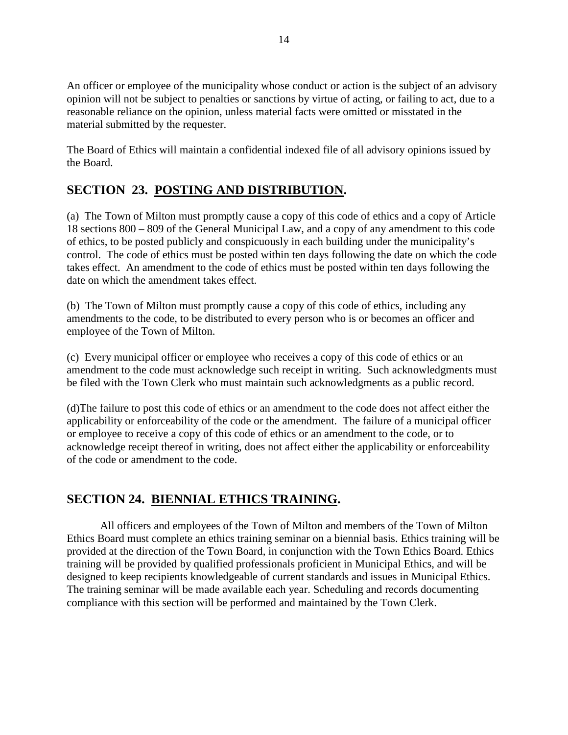An officer or employee of the municipality whose conduct or action is the subject of an advisory opinion will not be subject to penalties or sanctions by virtue of acting, or failing to act, due to a reasonable reliance on the opinion, unless material facts were omitted or misstated in the material submitted by the requester.

The Board of Ethics will maintain a confidential indexed file of all advisory opinions issued by the Board.

## SECTION 23. POSTING AND DISTRIBUTION.

(a) The Town of Milton must promptly cause a copy of this code of ethics and a copy of Article 18 sections 800 – 809 of the General Municipal Law, and a copy of any amendment to this code of ethics, to be posted publicly and conspicuously in each building under the municipality's control. The code of ethics must be posted within ten days following the date on which the code takes effect. An amendment to the code of ethics must be posted within ten days following the date on which the amendment takes effect.

(b) The Town of Milton must promptly cause a copy of this code of ethics, including any amendments to the code, to be distributed to every person who is or becomes an officer and employee of the Town of Milton.

(c) Every municipal officer or employee who receives a copy of this code of ethics or an amendment to the code must acknowledge such receipt in writing. Such acknowledgments must be filed with the Town Clerk who must maintain such acknowledgments as a public record.

(d)The failure to post this code of ethics or an amendment to the code does not affect either the applicability or enforceability of the code or the amendment. The failure of a municipal officer or employee to receive a copy of this code of ethics or an amendment to the code, or to acknowledge receipt thereof in writing, does not affect either the applicability or enforceability of the code or amendment to the code.

## SECTION 24. BIENNIAL ETHICS TRAINING.

All officers and employees of the Town of Milton and members of the Town of Milton Ethics Board must complete an ethics training seminar on a biennial basis. Ethics training will be provided at the direction of the Town Board, in conjunction with the Town Ethics Board. Ethics training will be provided by qualified professionals proficient in Municipal Ethics, and will be designed to keep recipients knowledgeable of current standards and issues in Municipal Ethics. The training seminar will be made available each year. Scheduling and records documenting compliance with this section will be performed and maintained by the Town Clerk.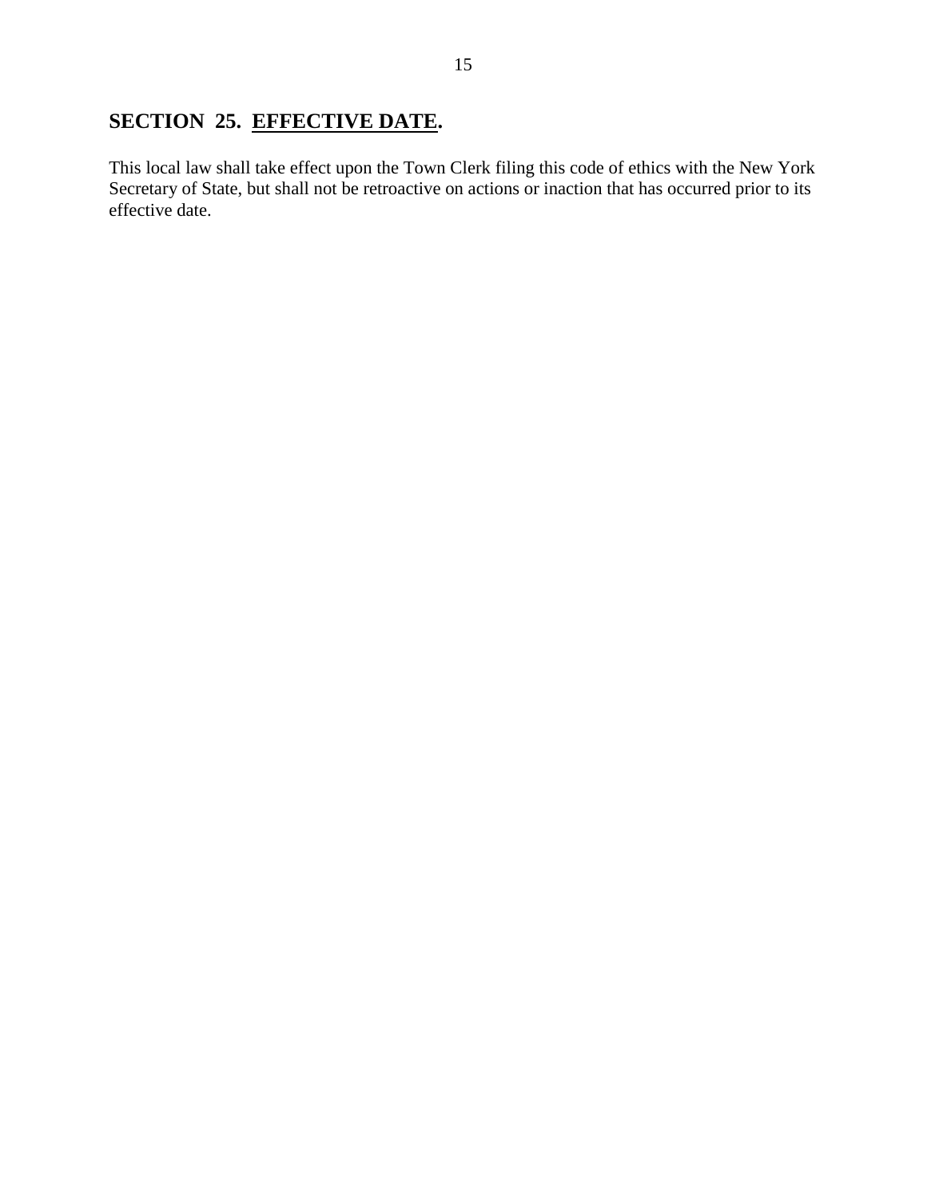## SECTION 25. EFFECTIVE DATE.

This local law shall take effect upon the Town Clerk filing this code of ethics with the New York Secretary of State, but shall not be retroactive on actions or inaction that has occurred prior to its effective date.